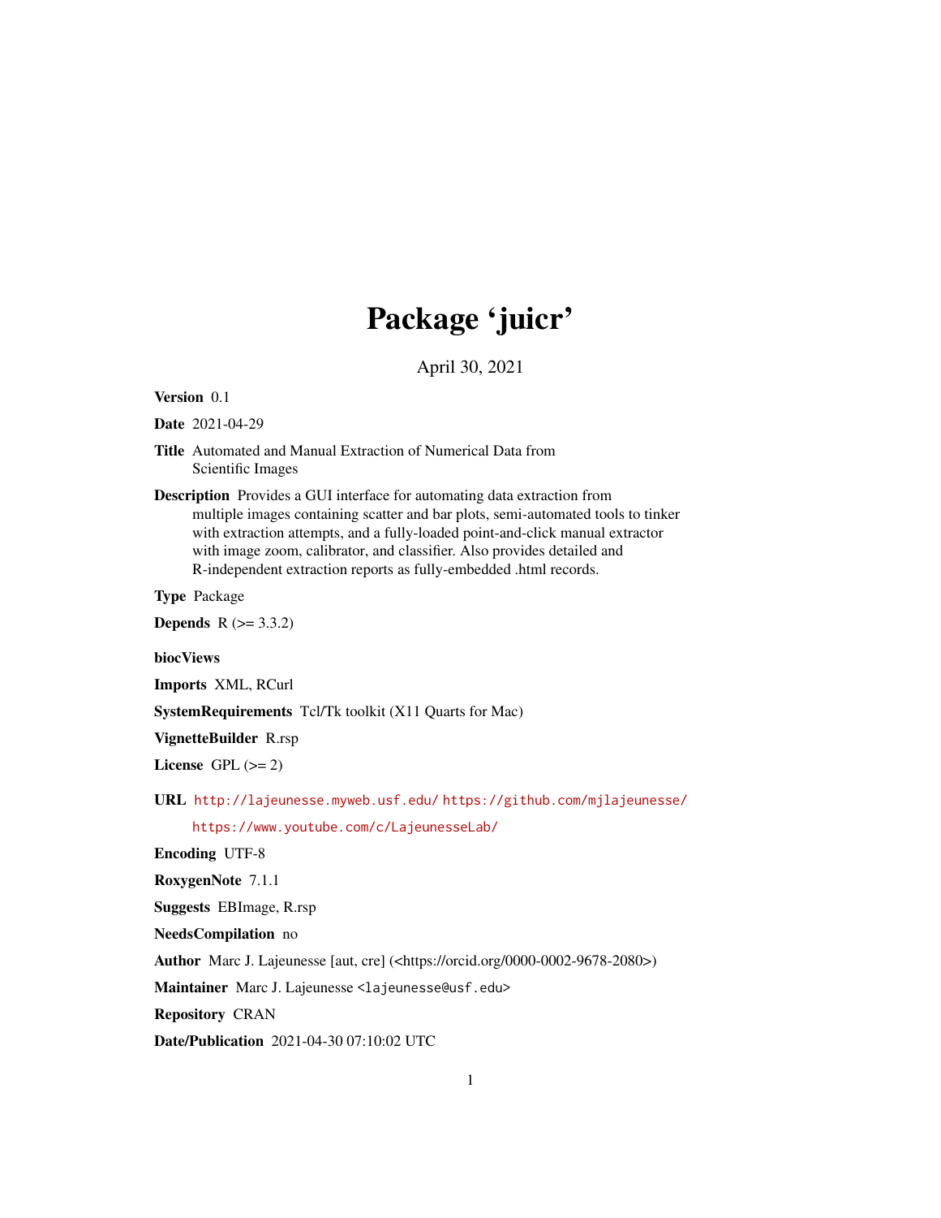# Package 'juicr'

April 30, 2021

**Version** 0.1

**Date** 2021-04-29

**Title** Automated and Manual Extraction of Numerical Data from Scientific Images

**Description** Provides a GUI interface for automating data extraction from multiple images containing scatter and bar plots, semi-automated tools to tinker with extraction attempts, and a fully-loaded point-and-click manual extractor with image zoom, calibrator, and classifier. Also provides detailed and R-independent extraction reports as fully-embedded .html records.

**Type** Package

**Depends** R (>= 3.3.2)

**biocViews**

**Imports** XML, RCurl

**SystemRequirements** Tcl/Tk toolkit (X11 Quarts for Mac)

**VignetteBuilder** R.rsp

**License** GPL (>= 2)

**URL** http://lajeunesse.myweb.usf.edu/ https://github.com/mjlajeunesse/ https://www.youtube.com/c/LajeunesseLab/

**Encoding** UTF-8

**RoxygenNote** 7.1.1

**Suggests** EBImage, R.rsp

**NeedsCompilation** no

**Author** Marc J. Lajeunesse [aut, cre] (<https://orcid.org/0000-0002-9678-2080>)

**Maintainer** Marc J. Lajeunesse <lajeunesse@usf.edu>

**Repository** CRAN

**Date/Publication** 2021-04-30 07:10:02 UTC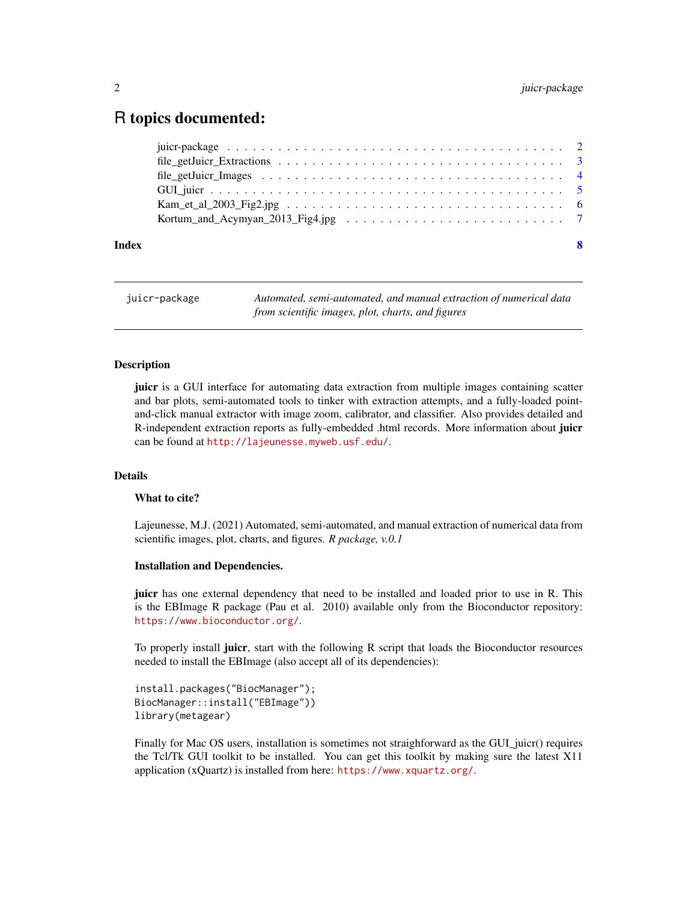# R topics documented:

| | |
|---|---|
| juicr-package | 2 |
| file_getJuicr_Extractions | 3 |
| file_getJuicr_Images | 4 |
| GUI_juicr | 5 |
| Kam_et_al_2003_Fig2.jpg | 6 |
| Kortum_and_Acymyan_2013_Fig4.jpg | 7 |
| **Index** | **8** |

---

juicr-package — *Automated, semi-automated, and manual extraction of numerical data from scientific images, plot, charts, and figures*

---

## Description

**juicr** is a GUI interface for automating data extraction from multiple images containing scatter and bar plots, semi-automated tools to tinker with extraction attempts, and a fully-loaded point-and-click manual extractor with image zoom, calibrator, and classifier. Also provides detailed and R-independent extraction reports as fully-embedded .html records. More information about **juicr** can be found at http://lajeunesse.myweb.usf.edu/.

## Details

### What to cite?

Lajeunesse, M.J. (2021) Automated, semi-automated, and manual extraction of numerical data from scientific images, plot, charts, and figures. *R package, v.0.1*

### Installation and Dependencies.

**juicr** has one external dependency that need to be installed and loaded prior to use in R. This is the EBImage R package (Pau et al. 2010) available only from the Bioconductor repository: https://www.bioconductor.org/.

To properly install **juicr**, start with the following R script that loads the Bioconductor resources needed to install the EBImage (also accept all of its dependencies):

```
install.packages("BiocManager");
BiocManager::install("EBImage"))
library(metagear)
```

Finally for Mac OS users, installation is sometimes not straighforward as the GUI_juicr() requires the Tcl/Tk GUI toolkit to be installed. You can get this toolkit by making sure the latest X11 application (xQuartz) is installed from here: https://www.xquartz.org/.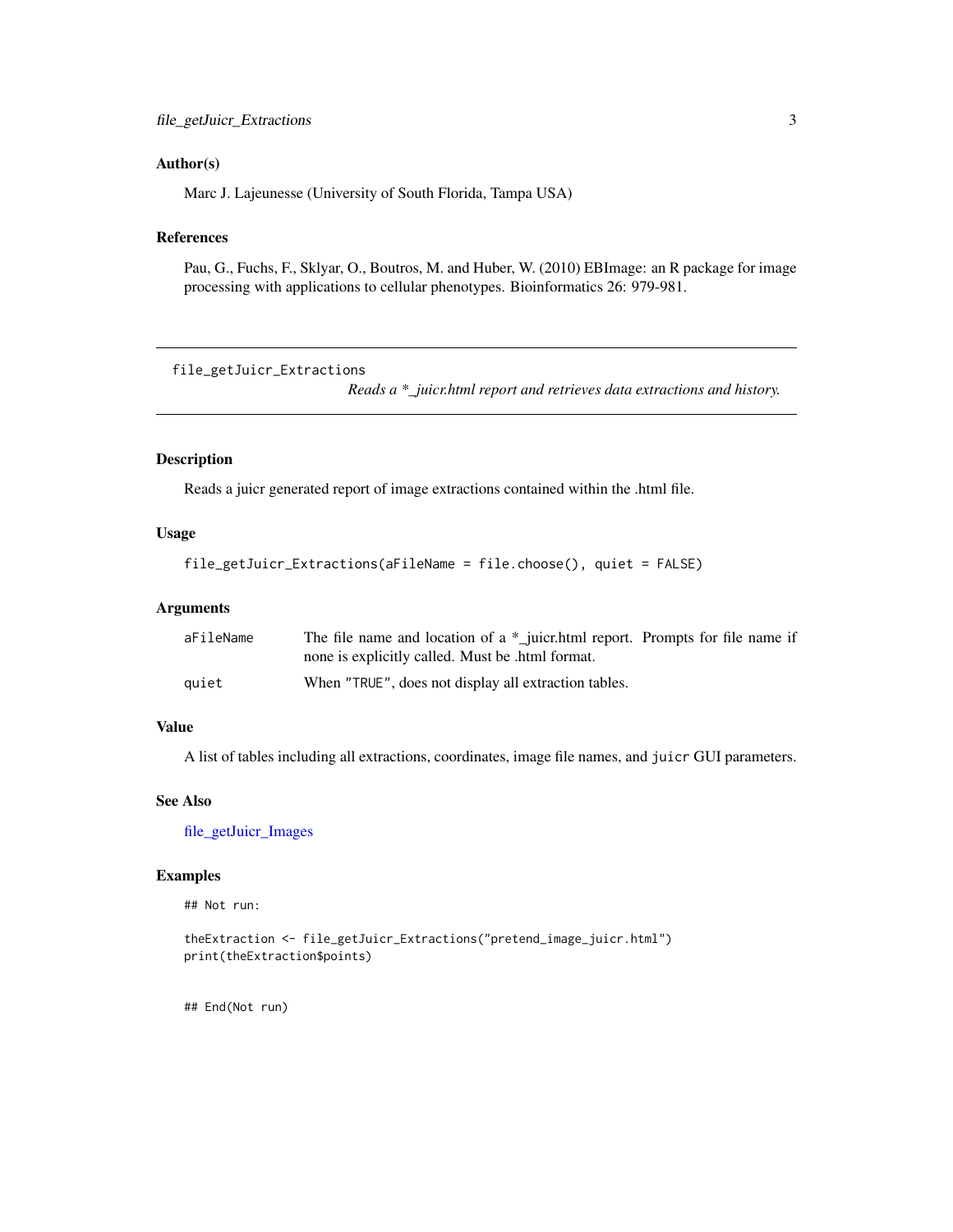### Author(s)

Marc J. Lajeunesse (University of South Florida, Tampa USA)

### References

Pau, G., Fuchs, F., Sklyar, O., Boutros, M. and Huber, W. (2010) EBImage: an R package for image processing with applications to cellular phenotypes. Bioinformatics 26: 979-981.

---

## file_getJuicr_Extractions

*Reads a *_juicr.html report and retrieves data extractions and history.*

---

### Description

Reads a juicr generated report of image extractions contained within the .html file.

### Usage

```
file_getJuicr_Extractions(aFileName = file.choose(), quiet = FALSE)
```

### Arguments

| | |
|---|---|
| `aFileName` | The file name and location of a *_juicr.html report. Prompts for file name if none is explicitly called. Must be .html format. |
| `quiet` | When `"TRUE"`, does not display all extraction tables. |

### Value

A list of tables including all extractions, coordinates, image file names, and `juicr` GUI parameters.

### See Also

file_getJuicr_Images

### Examples

```
## Not run:

theExtraction <- file_getJuicr_Extractions("pretend_image_juicr.html")
print(theExtraction$points)


## End(Not run)
```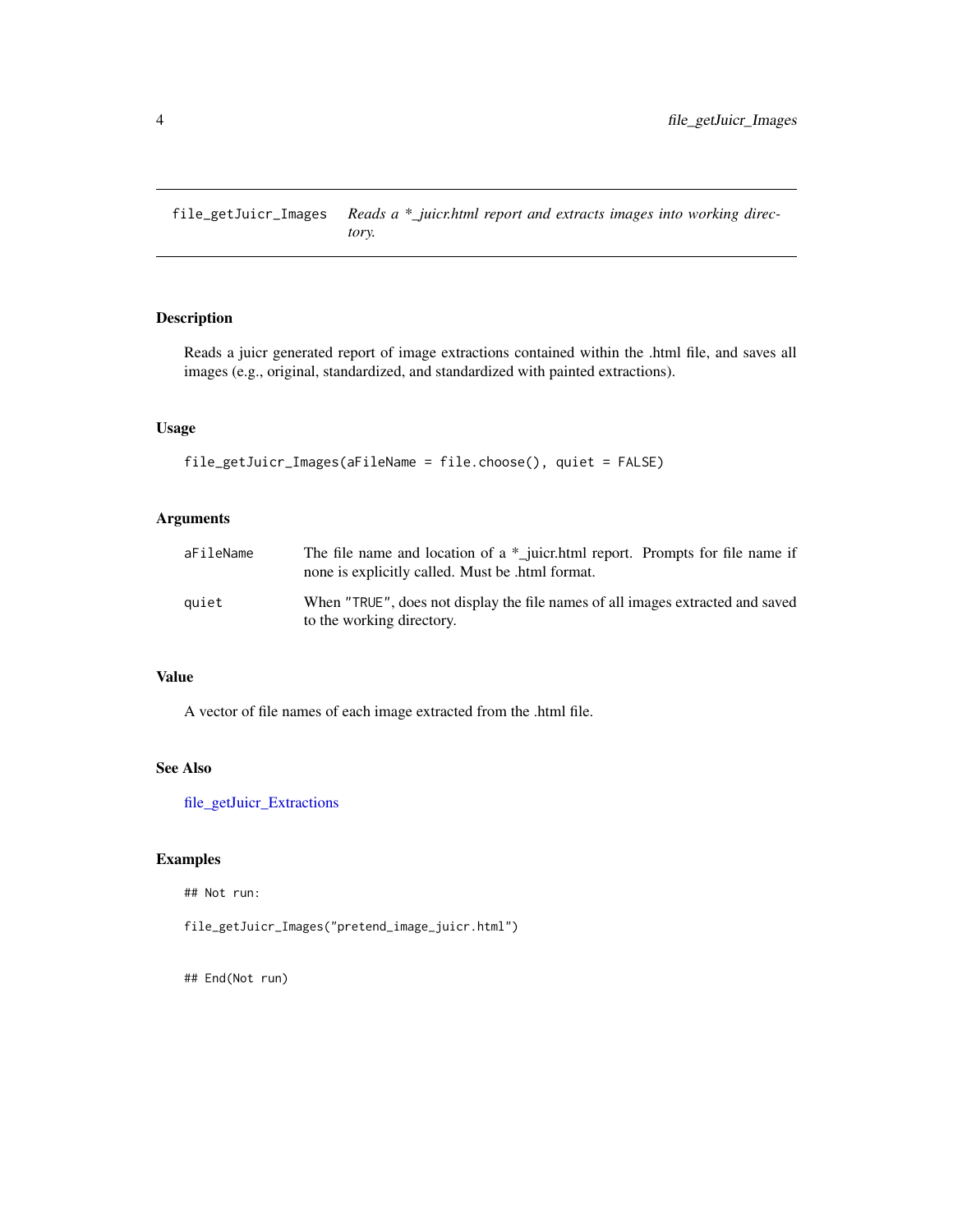## file_getJuicr_Images — *Reads a *_juicr.html report and extracts images into working directory.*

### Description

Reads a juicr generated report of image extractions contained within the .html file, and saves all images (e.g., original, standardized, and standardized with painted extractions).

### Usage

```
file_getJuicr_Images(aFileName = file.choose(), quiet = FALSE)
```

### Arguments

| | |
|---|---|
| aFileName | The file name and location of a *_juicr.html report. Prompts for file name if none is explicitly called. Must be .html format. |
| quiet | When "TRUE", does not display the file names of all images extracted and saved to the working directory. |

### Value

A vector of file names of each image extracted from the .html file.

### See Also

file_getJuicr_Extractions

### Examples

```
## Not run:

file_getJuicr_Images("pretend_image_juicr.html")


## End(Not run)
```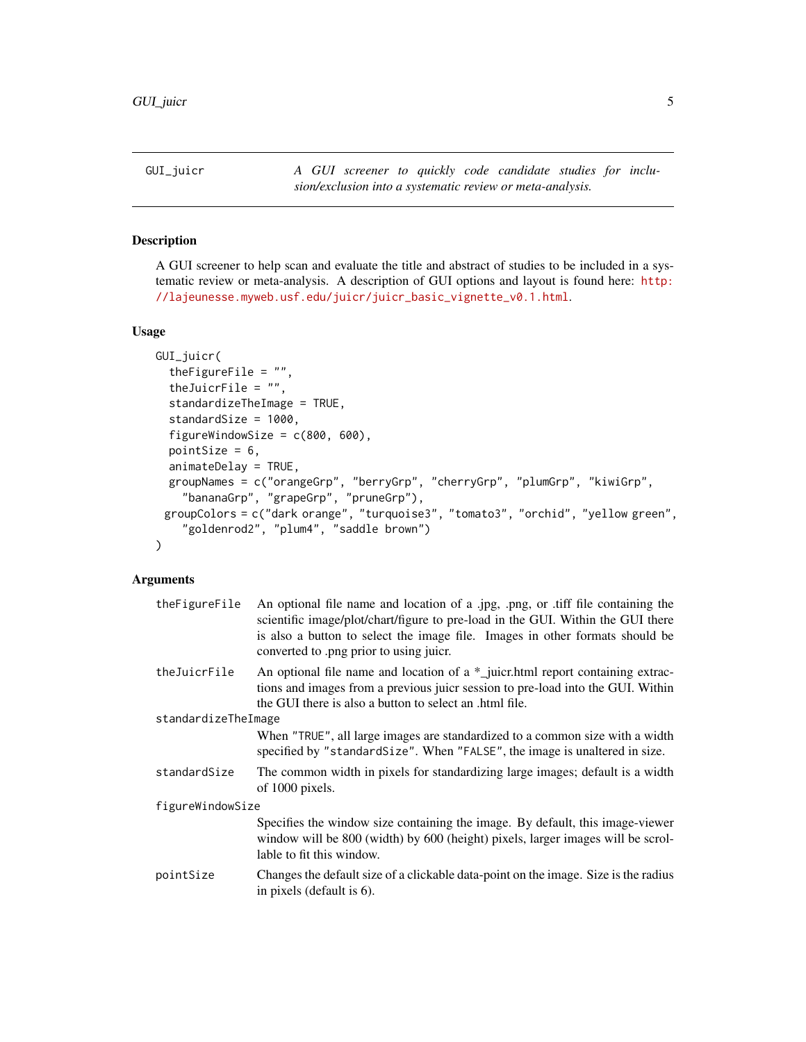GUI_juicr — *A GUI screener to quickly code candidate studies for inclusion/exclusion into a systematic review or meta-analysis.*

## Description

A GUI screener to help scan and evaluate the title and abstract of studies to be included in a systematic review or meta-analysis. A description of GUI options and layout is found here: http://lajeunesse.myweb.usf.edu/juicr/juicr_basic_vignette_v0.1.html.

## Usage

```
GUI_juicr(
  theFigureFile = "",
  theJuicrFile = "",
  standardizeTheImage = TRUE,
  standardSize = 1000,
  figureWindowSize = c(800, 600),
  pointSize = 6,
  animateDelay = TRUE,
  groupNames = c("orangeGrp", "berryGrp", "cherryGrp", "plumGrp", "kiwiGrp",
    "bananaGrp", "grapeGrp", "pruneGrp"),
 groupColors = c("dark orange", "turquoise3", "tomato3", "orchid", "yellow green",
    "goldenrod2", "plum4", "saddle brown")
)
```

## Arguments

`theFigureFile`
: An optional file name and location of a .jpg, .png, or .tiff file containing the scientific image/plot/chart/figure to pre-load in the GUI. Within the GUI there is also a button to select the image file. Images in other formats should be converted to .png prior to using juicr.

`theJuicrFile`
: An optional file name and location of a *_juicr.html report containing extractions and images from a previous juicr session to pre-load into the GUI. Within the GUI there is also a button to select an .html file.

`standardizeTheImage`
: When "TRUE", all large images are standardized to a common size with a width specified by "standardSize". When "FALSE", the image is unaltered in size.

`standardSize`
: The common width in pixels for standardizing large images; default is a width of 1000 pixels.

`figureWindowSize`
: Specifies the window size containing the image. By default, this image-viewer window will be 800 (width) by 600 (height) pixels, larger images will be scrollable to fit this window.

`pointSize`
: Changes the default size of a clickable data-point on the image. Size is the radius in pixels (default is 6).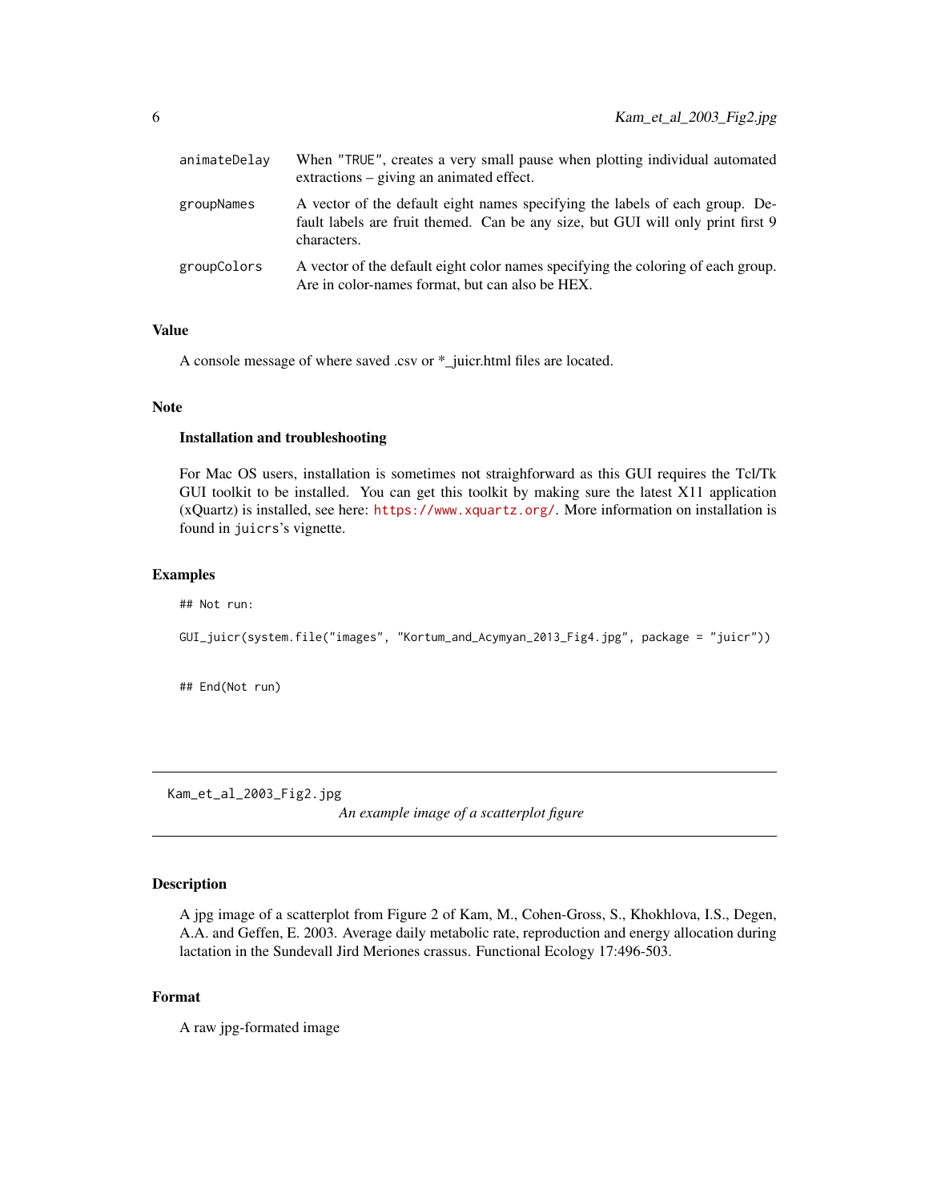| | |
|---|---|
| animateDelay | When "TRUE", creates a very small pause when plotting individual automated extractions – giving an animated effect. |
| groupNames | A vector of the default eight names specifying the labels of each group. Default labels are fruit themed. Can be any size, but GUI will only print first 9 characters. |
| groupColors | A vector of the default eight color names specifying the coloring of each group. Are in color-names format, but can also be HEX. |

### Value

A console message of where saved .csv or *_juicr.html files are located.

### Note

**Installation and troubleshooting**

For Mac OS users, installation is sometimes not straighforward as this GUI requires the Tcl/Tk GUI toolkit to be installed. You can get this toolkit by making sure the latest X11 application (xQuartz) is installed, see here: https://www.xquartz.org/. More information on installation is found in juicrs's vignette.

### Examples

```
## Not run:

GUI_juicr(system.file("images", "Kortum_and_Acymyan_2013_Fig4.jpg", package = "juicr"))


## End(Not run)
```

---

## Kam_et_al_2003_Fig2.jpg

*An example image of a scatterplot figure*

---

### Description

A jpg image of a scatterplot from Figure 2 of Kam, M., Cohen-Gross, S., Khokhlova, I.S., Degen, A.A. and Geffen, E. 2003. Average daily metabolic rate, reproduction and energy allocation during lactation in the Sundevall Jird Meriones crassus. Functional Ecology 17:496-503.

### Format

A raw jpg-formated image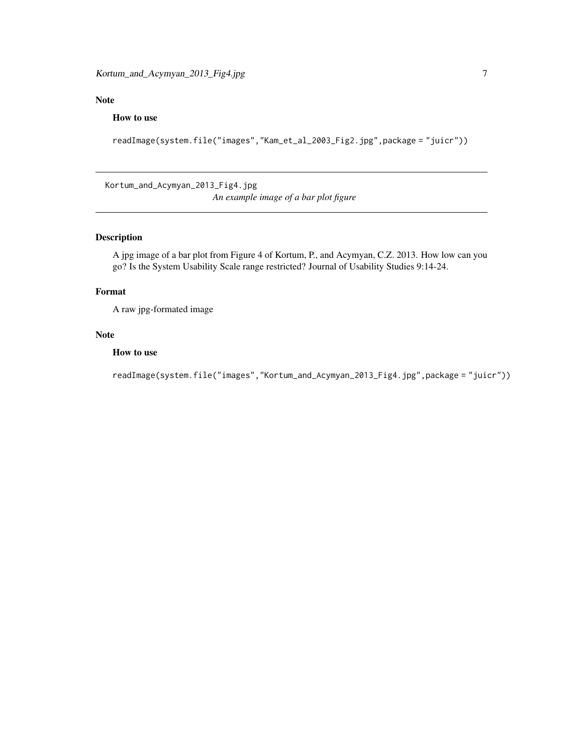## Note

### How to use

```
readImage(system.file("images","Kam_et_al_2003_Fig2.jpg",package = "juicr"))
```

---

Kortum_and_Acymyan_2013_Fig4.jpg

*An example image of a bar plot figure*

---

## Description

A jpg image of a bar plot from Figure 4 of Kortum, P., and Acymyan, C.Z. 2013. How low can you go? Is the System Usability Scale range restricted? Journal of Usability Studies 9:14-24.

## Format

A raw jpg-formated image

## Note

### How to use

```
readImage(system.file("images","Kortum_and_Acymyan_2013_Fig4.jpg",package = "juicr"))
```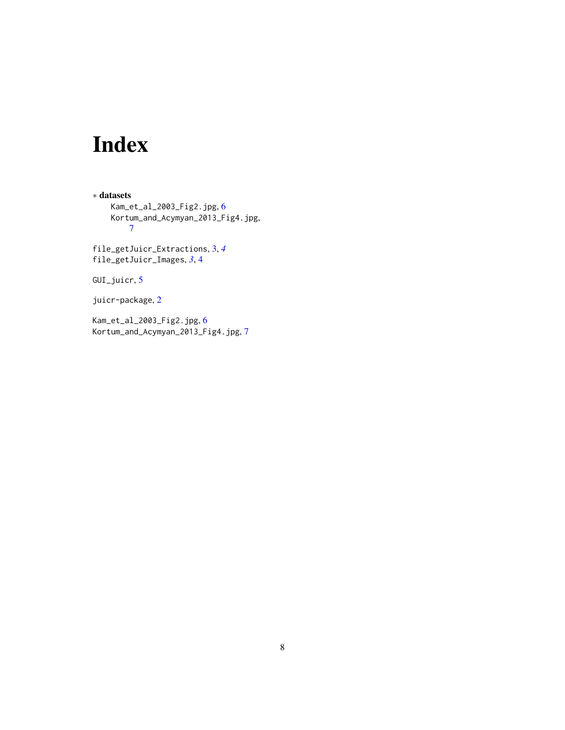# Index

∗ **datasets**
    Kam_et_al_2003_Fig2.jpg, 6
    Kortum_and_Acymyan_2013_Fig4.jpg, 7

file_getJuicr_Extractions, 3, *4*
file_getJuicr_Images, *3*, 4

GUI_juicr, 5

juicr-package, 2

Kam_et_al_2003_Fig2.jpg, 6
Kortum_and_Acymyan_2013_Fig4.jpg, 7